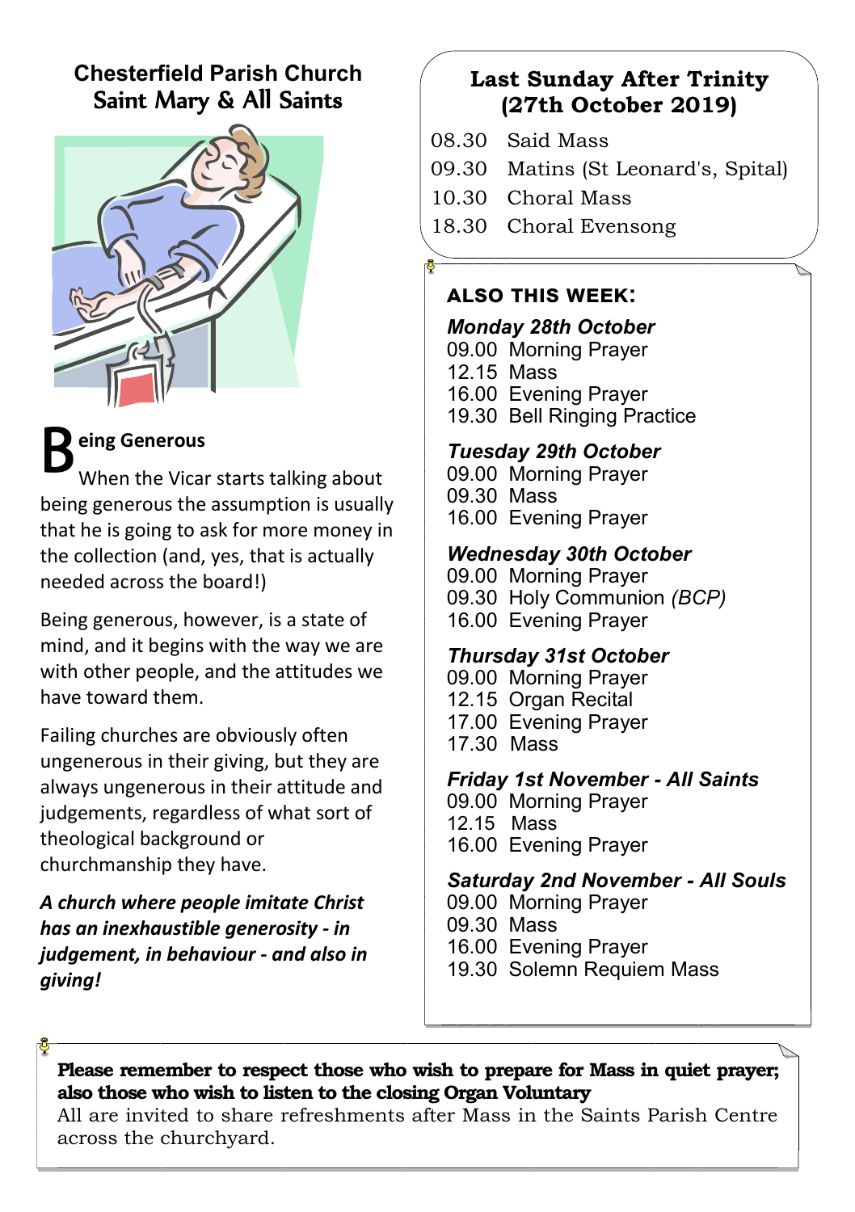# Chesterfield Parish Church
## Saint Mary & All Saints

### Being Generous

When the Vicar starts talking about being generous the assumption is usually that he is going to ask for more money in the collection (and, yes, that is actually needed across the board!)

Being generous, however, is a state of mind, and it begins with the way we are with other people, and the attitudes we have toward them.

Failing churches are obviously often ungenerous in their giving, but they are always ungenerous in their attitude and judgements, regardless of what sort of theological background or churchmanship they have.

***A church where people imitate Christ has an inexhaustible generosity - in judgement, in behaviour - and also in giving!***

## Last Sunday After Trinity (27th October 2019)

08.30 Said Mass
09.30 Matins (St Leonard's, Spital)
10.30 Choral Mass
18.30 Choral Evensong

### ALSO THIS WEEK:

***Monday 28th October***
09.00 Morning Prayer
12.15 Mass
16.00 Evening Prayer
19.30 Bell Ringing Practice

***Tuesday 29th October***
09.00 Morning Prayer
09.30 Mass
16.00 Evening Prayer

***Wednesday 30th October***
09.00 Morning Prayer
09.30 Holy Communion *(BCP)*
16.00 Evening Prayer

***Thursday 31st October***
09.00 Morning Prayer
12.15 Organ Recital
17.00 Evening Prayer
17.30 Mass

***Friday 1st November - All Saints***
09.00 Morning Prayer
12.15 Mass
16.00 Evening Prayer

***Saturday 2nd November - All Souls***
09.00 Morning Prayer
09.30 Mass
16.00 Evening Prayer
19.30 Solemn Requiem Mass

**Please remember to respect those who wish to prepare for Mass in quiet prayer; also those who wish to listen to the closing Organ Voluntary**
All are invited to share refreshments after Mass in the Saints Parish Centre across the churchyard.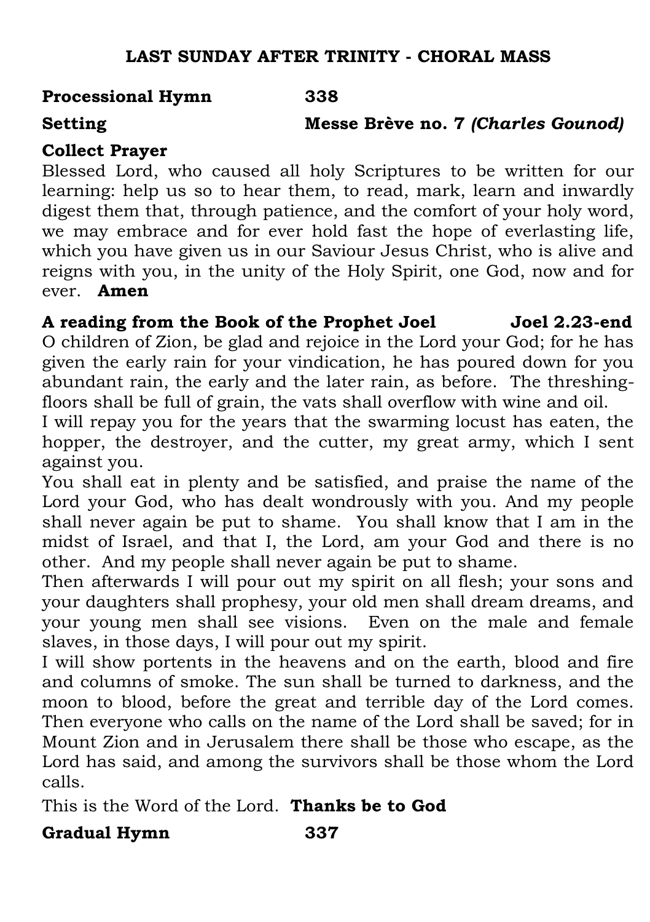## LAST SUNDAY AFTER TRINITY - CHORAL MASS

**Processional Hymn** 338

**Setting** Messe Brève no. 7 *(Charles Gounod)*

**Collect Prayer**

Blessed Lord, who caused all holy Scriptures to be written for our learning: help us so to hear them, to read, mark, learn and inwardly digest them that, through patience, and the comfort of your holy word, we may embrace and for ever hold fast the hope of everlasting life, which you have given us in our Saviour Jesus Christ, who is alive and reigns with you, in the unity of the Holy Spirit, one God, now and for ever. **Amen**

**A reading from the Book of the Prophet Joel** **Joel 2.23-end**

O children of Zion, be glad and rejoice in the Lord your God; for he has given the early rain for your vindication, he has poured down for you abundant rain, the early and the later rain, as before. The threshing-floors shall be full of grain, the vats shall overflow with wine and oil.

I will repay you for the years that the swarming locust has eaten, the hopper, the destroyer, and the cutter, my great army, which I sent against you.

You shall eat in plenty and be satisfied, and praise the name of the Lord your God, who has dealt wondrously with you. And my people shall never again be put to shame. You shall know that I am in the midst of Israel, and that I, the Lord, am your God and there is no other. And my people shall never again be put to shame.

Then afterwards I will pour out my spirit on all flesh; your sons and your daughters shall prophesy, your old men shall dream dreams, and your young men shall see visions. Even on the male and female slaves, in those days, I will pour out my spirit.

I will show portents in the heavens and on the earth, blood and fire and columns of smoke. The sun shall be turned to darkness, and the moon to blood, before the great and terrible day of the Lord comes. Then everyone who calls on the name of the Lord shall be saved; for in Mount Zion and in Jerusalem there shall be those who escape, as the Lord has said, and among the survivors shall be those whom the Lord calls.

This is the Word of the Lord. **Thanks be to God**

**Gradual Hymn** 337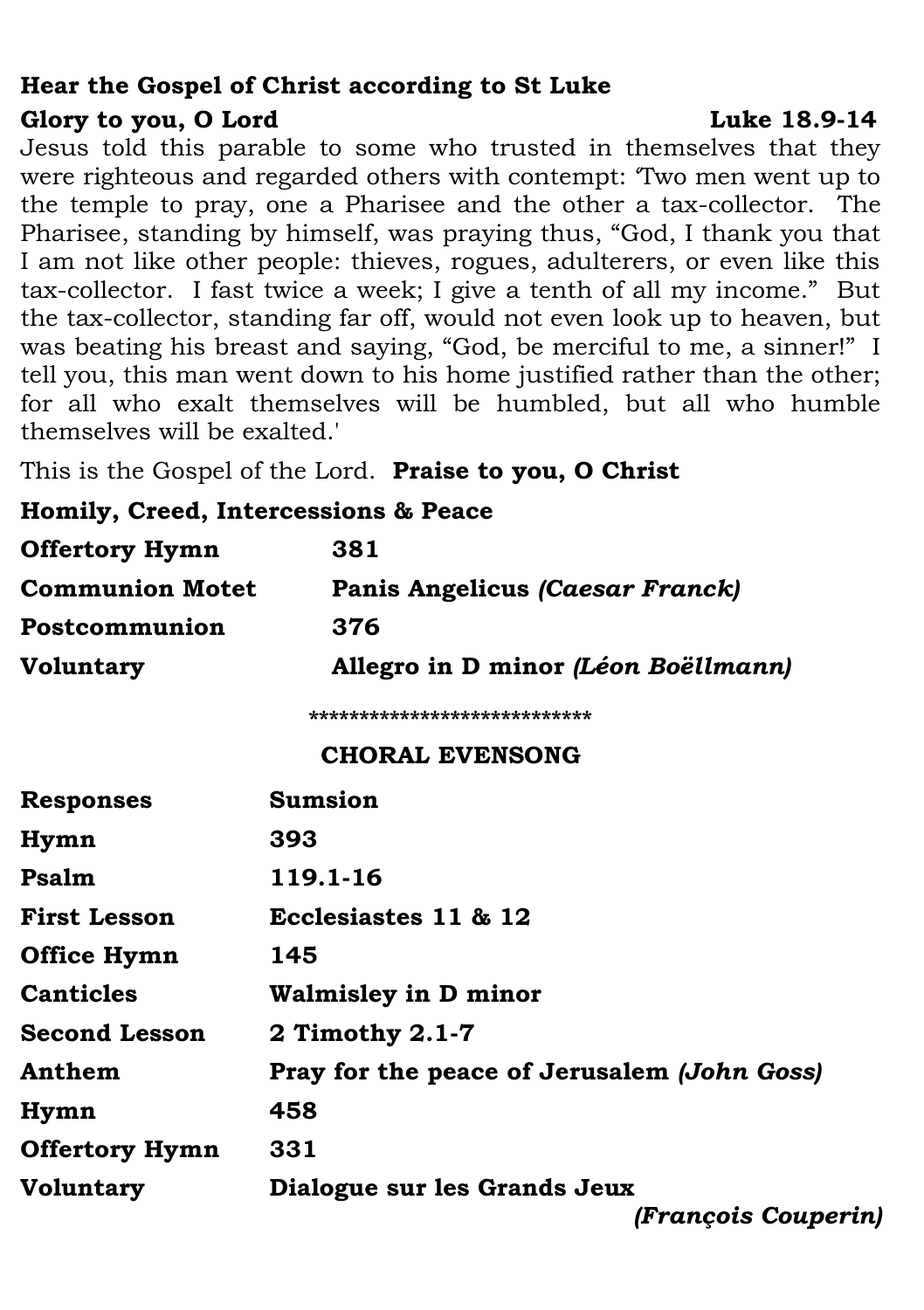**Hear the Gospel of Christ according to St Luke**

**Glory to you, O Lord** **Luke 18.9-14**

Jesus told this parable to some who trusted in themselves that they were righteous and regarded others with contempt: 'Two men went up to the temple to pray, one a Pharisee and the other a tax-collector. The Pharisee, standing by himself, was praying thus, "God, I thank you that I am not like other people: thieves, rogues, adulterers, or even like this tax-collector. I fast twice a week; I give a tenth of all my income." But the tax-collector, standing far off, would not even look up to heaven, but was beating his breast and saying, "God, be merciful to me, a sinner!" I tell you, this man went down to his home justified rather than the other; for all who exalt themselves will be humbled, but all who humble themselves will be exalted.'

This is the Gospel of the Lord. **Praise to you, O Christ**

**Homily, Creed, Intercessions & Peace**

| | |
|---|---|
| **Offertory Hymn** | **381** |
| **Communion Motet** | **Panis Angelicus *(Caesar Franck)*** |
| **Postcommunion** | **376** |
| **Voluntary** | **Allegro in D minor *(Léon Boëllmann)*** |

***************************

## CHORAL EVENSONG

| | |
|---|---|
| **Responses** | **Sumsion** |
| **Hymn** | **393** |
| **Psalm** | **119.1-16** |
| **First Lesson** | **Ecclesiastes 11 & 12** |
| **Office Hymn** | **145** |
| **Canticles** | **Walmisley in D minor** |
| **Second Lesson** | **2 Timothy 2.1-7** |
| **Anthem** | **Pray for the peace of Jerusalem *(John Goss)*** |
| **Hymn** | **458** |
| **Offertory Hymn** | **331** |
| **Voluntary** | **Dialogue sur les Grands Jeux *(François Couperin)*** |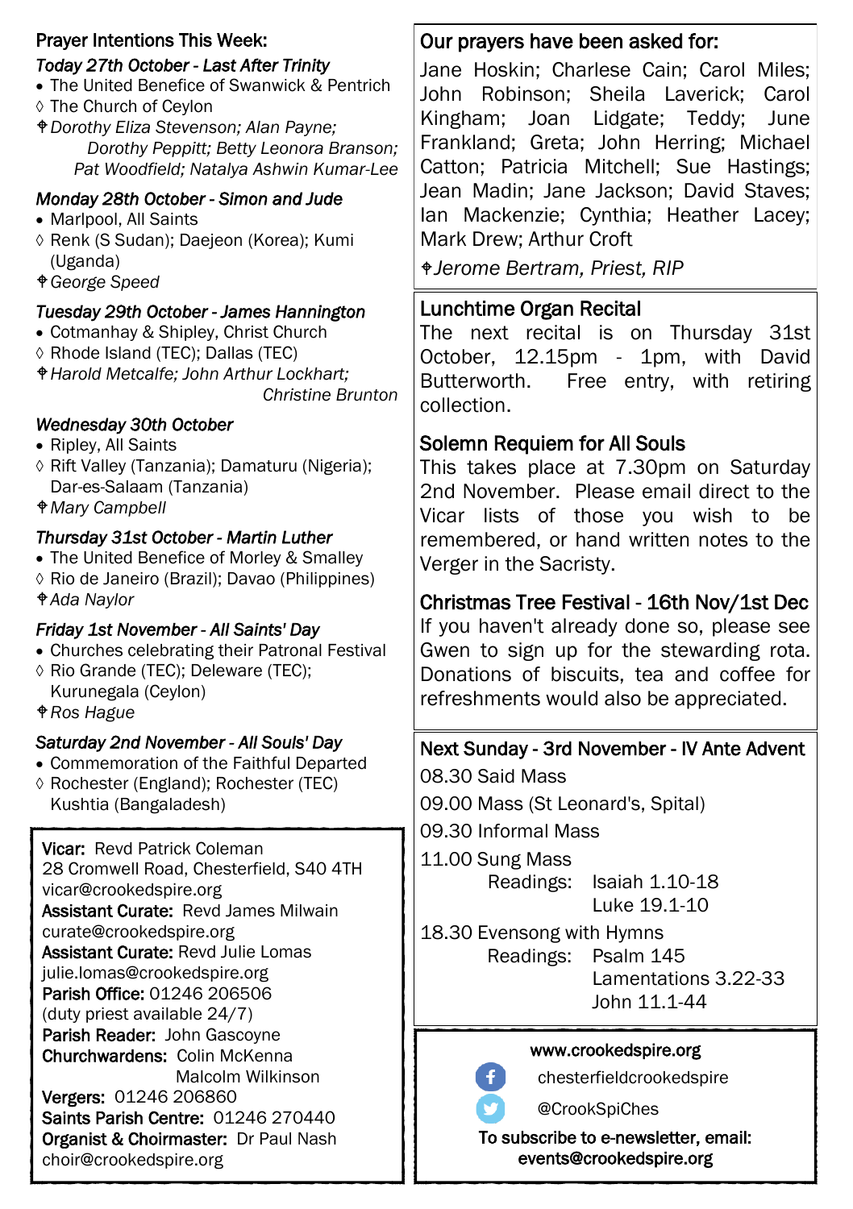## Prayer Intentions This Week:

### *Today 27th October - Last After Trinity*

- The United Benefice of Swanwick & Pentrich
- ◊ The Church of Ceylon
- ✟ *Dorothy Eliza Stevenson; Alan Payne; Dorothy Peppitt; Betty Leonora Branson; Pat Woodfield; Natalya Ashwin Kumar-Lee*

### *Monday 28th October - Simon and Jude*

- Marlpool, All Saints
- ◊ Renk (S Sudan); Daejeon (Korea); Kumi (Uganda)
- ✟ *George Speed*

### *Tuesday 29th October - James Hannington*

- Cotmanhay & Shipley, Christ Church
- ◊ Rhode Island (TEC); Dallas (TEC)
- ✟ *Harold Metcalfe; John Arthur Lockhart; Christine Brunton*

### *Wednesday 30th October*

- Ripley, All Saints
- ◊ Rift Valley (Tanzania); Damaturu (Nigeria); Dar-es-Salaam (Tanzania)
- ✟ *Mary Campbell*

### *Thursday 31st October - Martin Luther*

- The United Benefice of Morley & Smalley
- ◊ Rio de Janeiro (Brazil); Davao (Philippines)
- ✟ *Ada Naylor*

### *Friday 1st November - All Saints' Day*

- Churches celebrating their Patronal Festival
- ◊ Rio Grande (TEC); Deleware (TEC); Kurunegala (Ceylon)
- ✟ *Ros Hague*

### *Saturday 2nd November - All Souls' Day*

- Commemoration of the Faithful Departed
- ◊ Rochester (England); Rochester (TEC) Kushtia (Bangaladesh)

**Vicar:** Revd Patrick Coleman
28 Cromwell Road, Chesterfield, S40 4TH
vicar@crookedspire.org
**Assistant Curate:** Revd James Milwain
curate@crookedspire.org
**Assistant Curate:** Revd Julie Lomas
julie.lomas@crookedspire.org
**Parish Office:** 01246 206506
(duty priest available 24/7)
**Parish Reader:** John Gascoyne
**Churchwardens:** Colin McKenna
Malcolm Wilkinson
**Vergers:** 01246 206860
**Saints Parish Centre:** 01246 270440
**Organist & Choirmaster:** Dr Paul Nash
choir@crookedspire.org

## Our prayers have been asked for:

Jane Hoskin; Charlese Cain; Carol Miles; John Robinson; Sheila Laverick; Carol Kingham; Joan Lidgate; Teddy; June Frankland; Greta; John Herring; Michael Catton; Patricia Mitchell; Sue Hastings; Jean Madin; Jane Jackson; David Staves; Ian Mackenzie; Cynthia; Heather Lacey; Mark Drew; Arthur Croft

✟ *Jerome Bertram, Priest, RIP*

## Lunchtime Organ Recital

The next recital is on Thursday 31st October, 12.15pm - 1pm, with David Butterworth. Free entry, with retiring collection.

## Solemn Requiem for All Souls

This takes place at 7.30pm on Saturday 2nd November. Please email direct to the Vicar lists of those you wish to be remembered, or hand written notes to the Verger in the Sacristy.

## Christmas Tree Festival - 16th Nov/1st Dec

If you haven't already done so, please see Gwen to sign up for the stewarding rota. Donations of biscuits, tea and coffee for refreshments would also be appreciated.

## Next Sunday - 3rd November - IV Ante Advent

08.30 Said Mass

09.00 Mass (St Leonard's, Spital)

09.30 Informal Mass

11.00 Sung Mass
Readings: Isaiah 1.10-18
Luke 19.1-10

18.30 Evensong with Hymns
Readings: Psalm 145
Lamentations 3.22-33
John 11.1-44

**www.crookedspire.org**

chesterfieldcrookedspire

@CrookSpiChes

**To subscribe to e-newsletter, email: events@crookedspire.org**